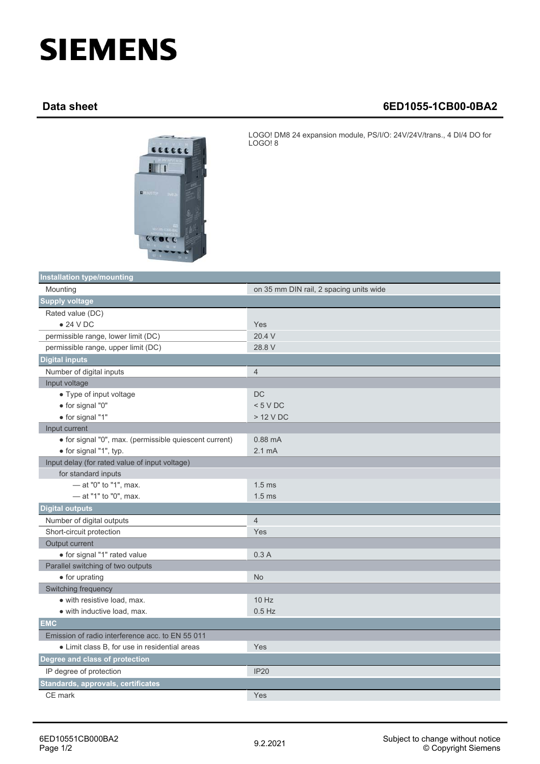# SIEMENS

## Data sheet 6ED1055-1CB00-0BA2

LOGO! DM8 24 expansion module, PS/I/O: 24V/24V/trans., 4 DI/4 DO for LOGO! 8

| **Installation type/mounting** | |
|---|---|
| Mounting | on 35 mm DIN rail, 2 spacing units wide |
| **Supply voltage** | |
| Rated value (DC) | |
| • 24 V DC | Yes |
| permissible range, lower limit (DC) | 20.4 V |
| permissible range, upper limit (DC) | 28.8 V |
| **Digital inputs** | |
| Number of digital inputs | 4 |
| Input voltage | |
| • Type of input voltage | DC |
| • for signal "0" | < 5 V DC |
| • for signal "1" | > 12 V DC |
| Input current | |
| • for signal "0", max. (permissible quiescent current) | 0.88 mA |
| • for signal "1", typ. | 2.1 mA |
| Input delay (for rated value of input voltage) | |
| for standard inputs | |
| — at "0" to "1", max. | 1.5 ms |
| — at "1" to "0", max. | 1.5 ms |
| **Digital outputs** | |
| Number of digital outputs | 4 |
| Short-circuit protection | Yes |
| Output current | |
| • for signal "1" rated value | 0.3 A |
| Parallel switching of two outputs | |
| • for uprating | No |
| Switching frequency | |
| • with resistive load, max. | 10 Hz |
| • with inductive load, max. | 0.5 Hz |
| **EMC** | |
| Emission of radio interference acc. to EN 55 011 | |
| • Limit class B, for use in residential areas | Yes |
| **Degree and class of protection** | |
| IP degree of protection | IP20 |
| **Standards, approvals, certificates** | |
| CE mark | Yes |

6ED10551CB000BA2
9.2.2021
Subject to change without notice
© Copyright Siemens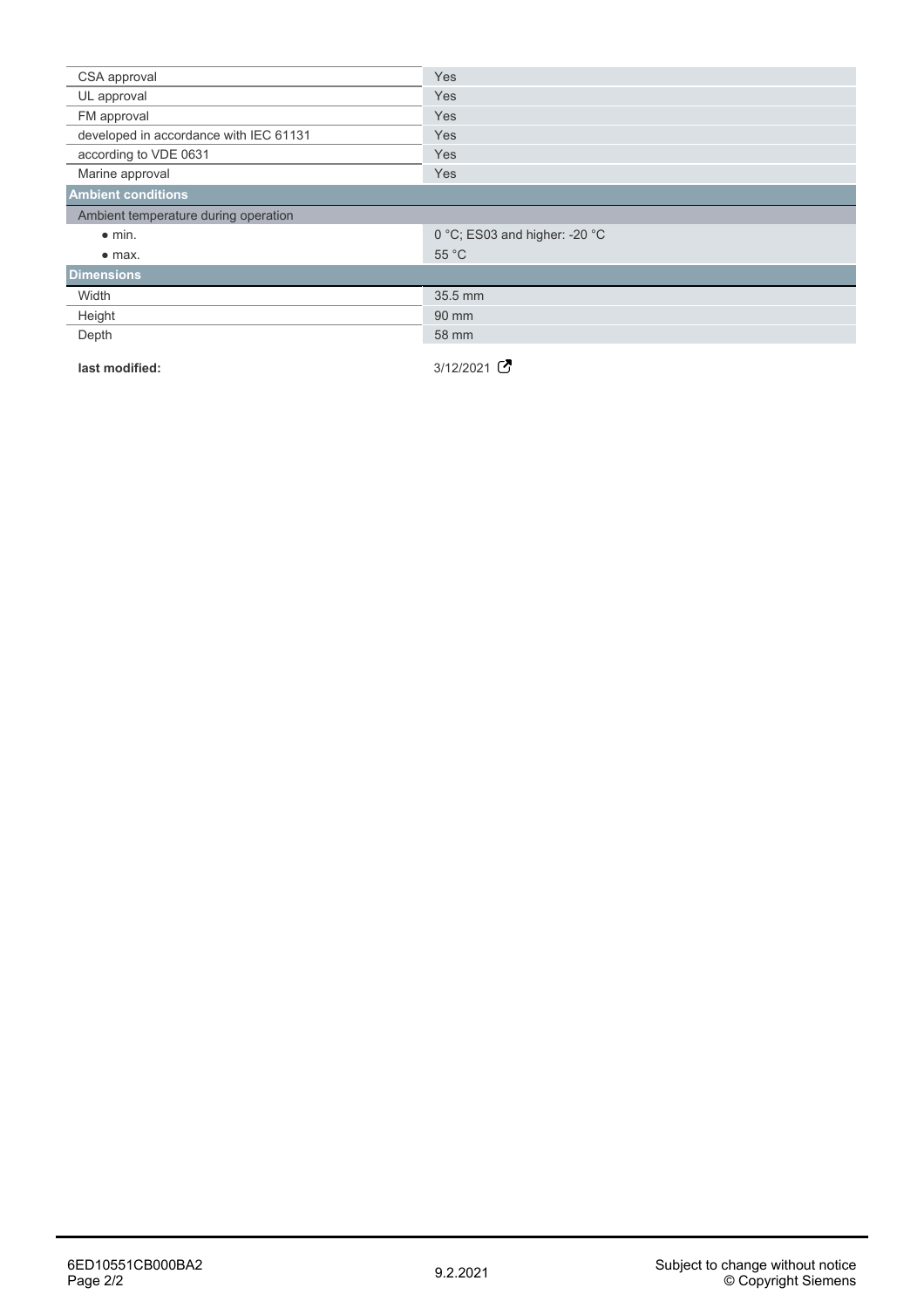| | |
|---|---|
| CSA approval | Yes |
| UL approval | Yes |
| FM approval | Yes |
| developed in accordance with IEC 61131 | Yes |
| according to VDE 0631 | Yes |
| Marine approval | Yes |
| **Ambient conditions** | |
| Ambient temperature during operation | |
| ● min. | 0 °C; ES03 and higher: -20 °C |
| ● max. | 55 °C |
| **Dimensions** | |
| Width | 35.5 mm |
| Height | 90 mm |
| Depth | 58 mm |

**last modified:** 3/12/2021